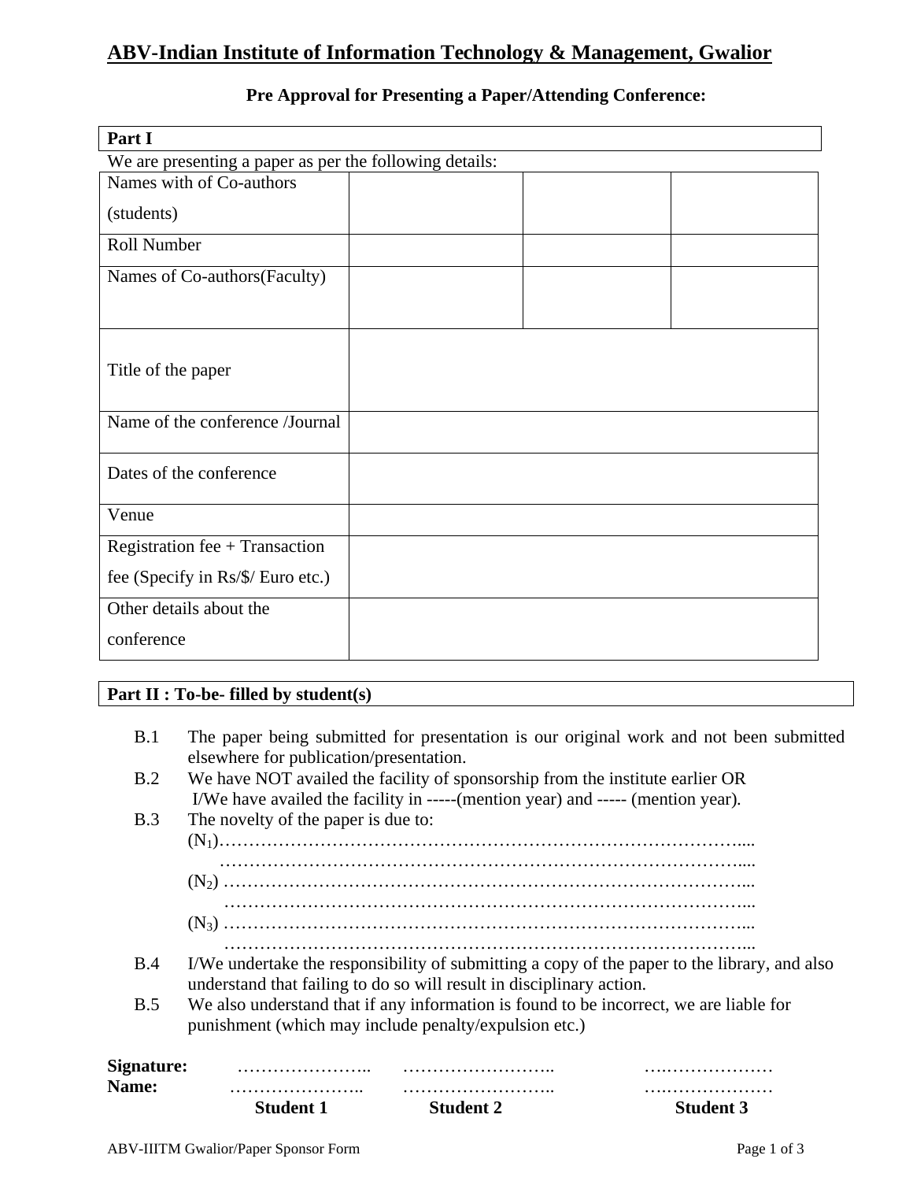# ABV-Indian Institute of Information Technology & Management, Gwalior

**Pre Approval for Presenting a Paper/Attending Conference:**

**Part I**

We are presenting a paper as per the following details:

| Names with of Co-authors (students) | | | |
|---|---|---|---|
| Roll Number | | | |
| Names of Co-authors(Faculty) | | | |
| Title of the paper | | | |
| Name of the conference /Journal | | | |
| Dates of the conference | | | |
| Venue | | | |
| Registration fee + Transaction fee (Specify in Rs/$/ Euro etc.) | | | |
| Other details about the conference | | | |

**Part II : To-be- filled by student(s)**

B.1 The paper being submitted for presentation is our original work and not been submitted elsewhere for publication/presentation.

B.2 We have NOT availed the facility of sponsorship from the institute earlier OR I/We have availed the facility in -----(mention year) and ----- (mention year).

B.3 The novelty of the paper is due to:

($N_1$)……………………………………………………………………………....
……………………………………………………………………………....
($N_2$) ……………………………………………………………………………...
……………………………………………………………………………...
($N_3$) ……………………………………………………………………………...
……………………………………………………………………………...

B.4 I/We undertake the responsibility of submitting a copy of the paper to the library, and also understand that failing to do so will result in disciplinary action.

B.5 We also understand that if any information is found to be incorrect, we are liable for punishment (which may include penalty/expulsion etc.)

| | | | |
|---|---|---|---|
| **Signature:** | ………………….. | …………………….. | ………………… |
| **Name:** | ………………….. | …………………….. | ………………… |
| | **Student 1** | **Student 2** | **Student 3** |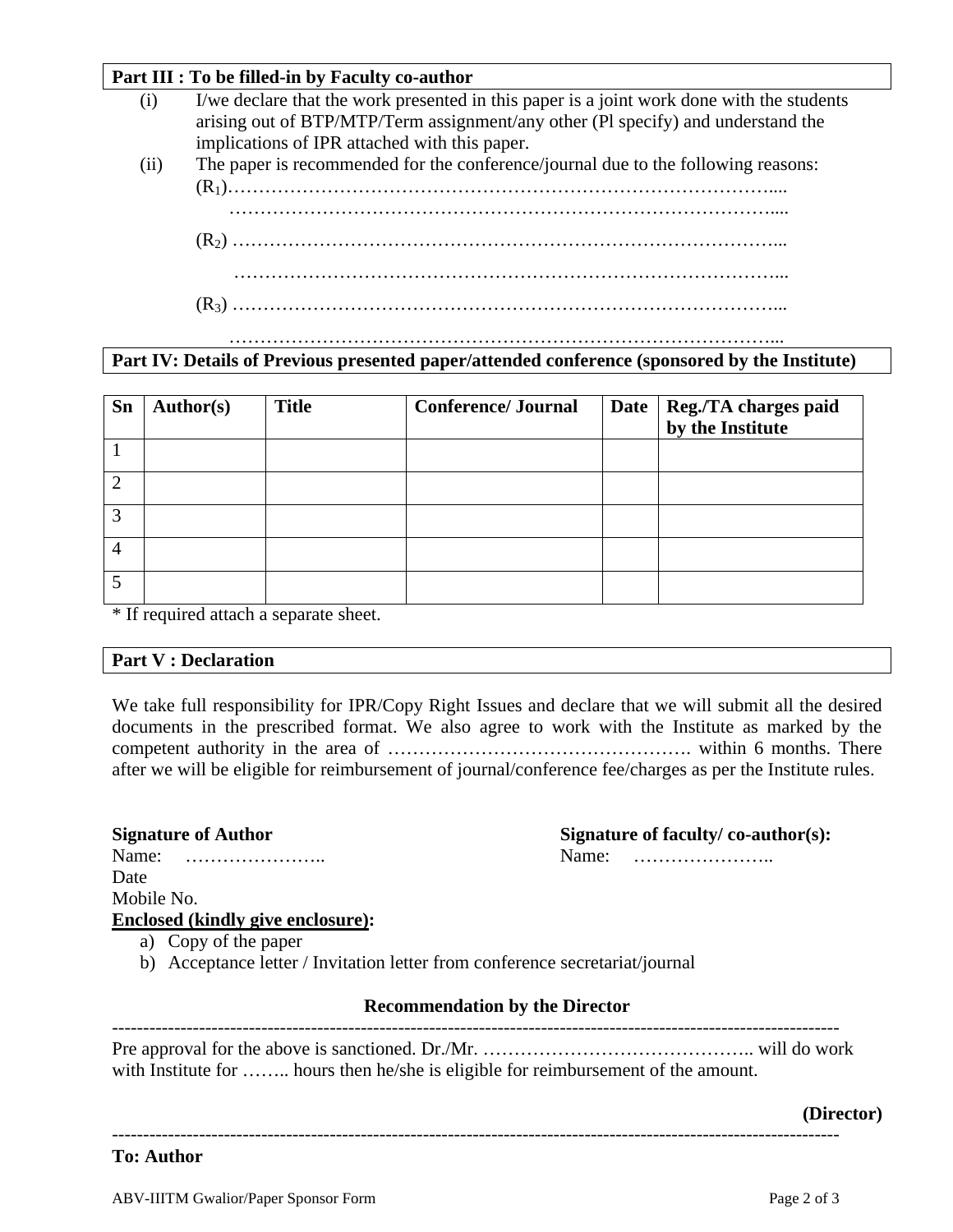**Part III : To be filled-in by Faculty co-author**

(i) I/we declare that the work presented in this paper is a joint work done with the students arising out of BTP/MTP/Term assignment/any other (Pl specify) and understand the implications of IPR attached with this paper.

(ii) The paper is recommended for the conference/journal due to the following reasons:

($R_1$)…………………………………………………………………………….....
……………………………………………………………………………....

($R_2$) ……………………………………………………………………………...
……………………………………………………………………………...

($R_3$) ……………………………………………………………………………...
……………………………………………………………………………...

**Part IV: Details of Previous presented paper/attended conference (sponsored by the Institute)**

| Sn | Author(s) | Title | Conference/ Journal | Date | Reg./TA charges paid by the Institute |
|---|---|---|---|---|---|
| 1 | | | | | |
| 2 | | | | | |
| 3 | | | | | |
| 4 | | | | | |
| 5 | | | | | |

* If required attach a separate sheet.

**Part V : Declaration**

We take full responsibility for IPR/Copy Right Issues and declare that we will submit all the desired documents in the prescribed format. We also agree to work with the Institute as marked by the competent authority in the area of …………………………………………. within 6 months. There after we will be eligible for reimbursement of journal/conference fee/charges as per the Institute rules.

**Signature of Author**
Name: …………………..
Date
Mobile No.

**Signature of faculty/ co-author(s):**
Name: …………………..

**Enclosed (kindly give enclosure):**

a) Copy of the paper
b) Acceptance letter / Invitation letter from conference secretariat/journal

**Recommendation by the Director**

---

Pre approval for the above is sanctioned. Dr./Mr. …………………………………….. will do work with Institute for …….. hours then he/she is eligible for reimbursement of the amount.

**(Director)**

---

**To: Author**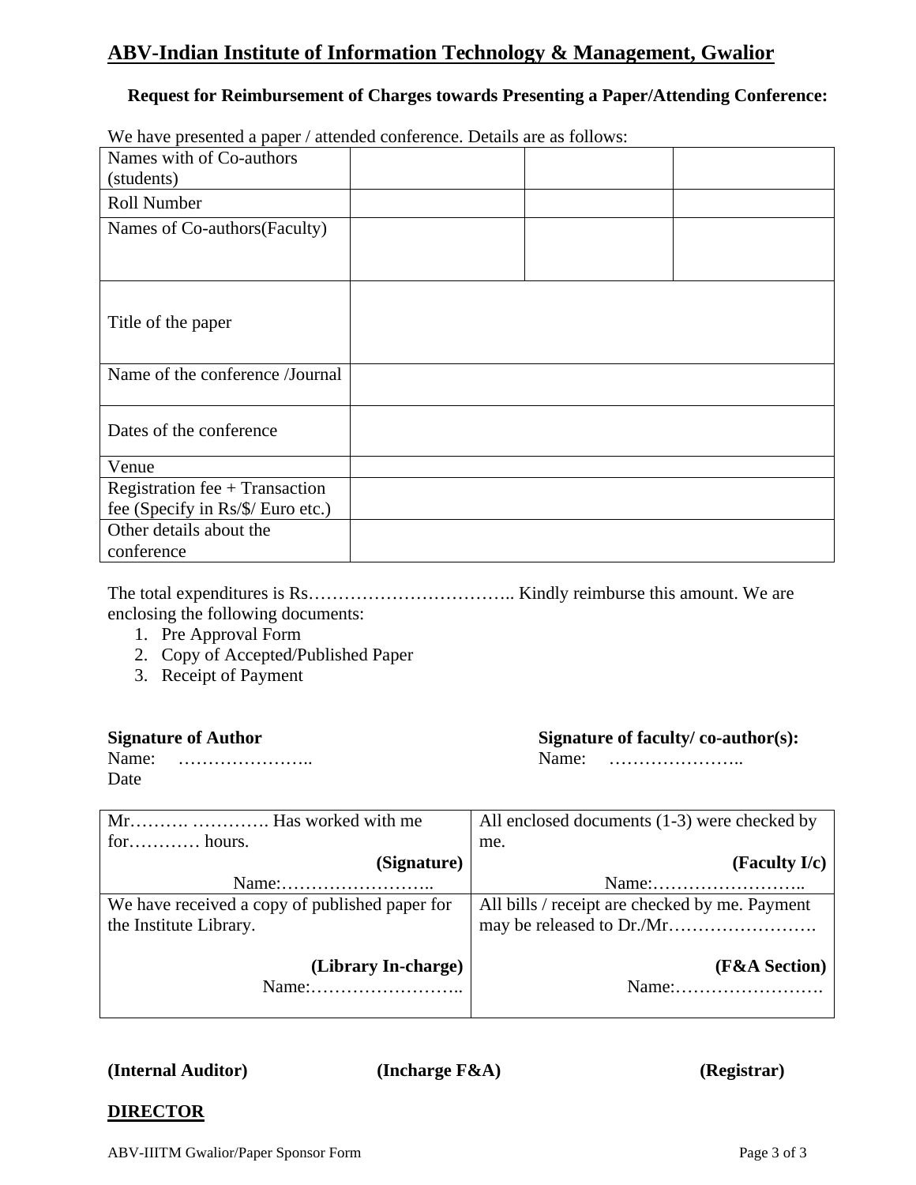# ABV-Indian Institute of Information Technology & Management, Gwalior

### Request for Reimbursement of Charges towards Presenting a Paper/Attending Conference:

We have presented a paper / attended conference. Details are as follows:

| | | | |
|---|---|---|---|
| Names with of Co-authors (students) | | | |
| Roll Number | | | |
| Names of Co-authors(Faculty) | | | |
| Title of the paper | | | |
| Name of the conference /Journal | | | |
| Dates of the conference | | | |
| Venue | | | |
| Registration fee + Transaction fee (Specify in Rs/$/ Euro etc.) | | | |
| Other details about the conference | | | |

The total expenditures is Rs…………………………….. Kindly reimburse this amount. We are enclosing the following documents:

1. Pre Approval Form
2. Copy of Accepted/Published Paper
3. Receipt of Payment

**Signature of Author**
Name: …………………..
Date

**Signature of faculty/ co-author(s):**
Name: …………………..

| | |
|---|---|
| Mr………. …………. Has worked with me for………… hours. **(Signature)** Name:…………………….. | All enclosed documents (1-3) were checked by me. **(Faculty I/c)** Name:…………………….. |
| We have received a copy of published paper for the Institute Library. **(Library In-charge)** Name:…………………….. | All bills / receipt are checked by me. Payment may be released to Dr./Mr……………………. **(F&A Section)** Name:……………………. |

**(Internal Auditor)** **(Incharge F&A)** **(Registrar)**

**DIRECTOR**